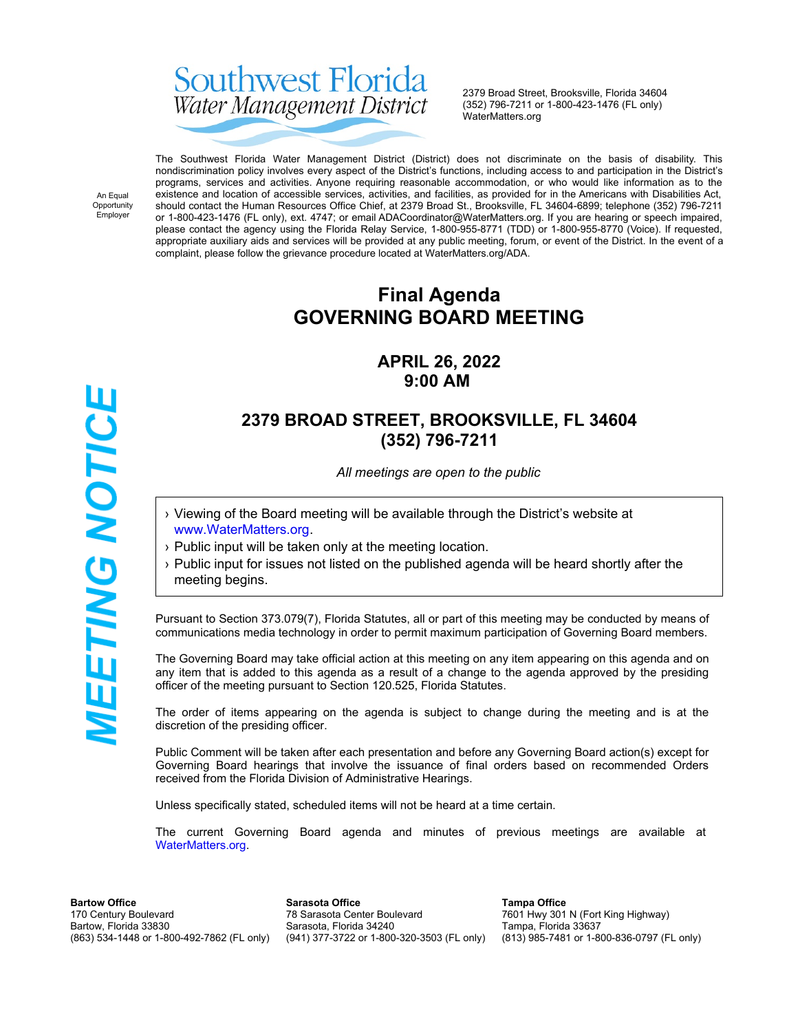# Southwest Florida Water Management District

2379 Broad Street, Brooksville, Florida 34604
(352) 796-7211 or 1-800-423-1476 (FL only)
WaterMatters.org

An Equal Opportunity Employer

The Southwest Florida Water Management District (District) does not discriminate on the basis of disability. This nondiscrimination policy involves every aspect of the District's functions, including access to and participation in the District's programs, services and activities. Anyone requiring reasonable accommodation, or who would like information as to the existence and location of accessible services, activities, and facilities, as provided for in the Americans with Disabilities Act, should contact the Human Resources Office Chief, at 2379 Broad St., Brooksville, FL 34604-6899; telephone (352) 796-7211 or 1-800-423-1476 (FL only), ext. 4747; or email ADACoordinator@WaterMatters.org. If you are hearing or speech impaired, please contact the agency using the Florida Relay Service, 1-800-955-8771 (TDD) or 1-800-955-8770 (Voice). If requested, appropriate auxiliary aids and services will be provided at any public meeting, forum, or event of the District. In the event of a complaint, please follow the grievance procedure located at WaterMatters.org/ADA.

**MEETING NOTICE**

## Final Agenda
## GOVERNING BOARD MEETING

### APRIL 26, 2022
### 9:00 AM

### 2379 BROAD STREET, BROOKSVILLE, FL 34604
### (352) 796-7211

*All meetings are open to the public*

- Viewing of the Board meeting will be available through the District's website at www.WaterMatters.org.
- Public input will be taken only at the meeting location.
- Public input for issues not listed on the published agenda will be heard shortly after the meeting begins.

Pursuant to Section 373.079(7), Florida Statutes, all or part of this meeting may be conducted by means of communications media technology in order to permit maximum participation of Governing Board members.

The Governing Board may take official action at this meeting on any item appearing on this agenda and on any item that is added to this agenda as a result of a change to the agenda approved by the presiding officer of the meeting pursuant to Section 120.525, Florida Statutes.

The order of items appearing on the agenda is subject to change during the meeting and is at the discretion of the presiding officer.

Public Comment will be taken after each presentation and before any Governing Board action(s) except for Governing Board hearings that involve the issuance of final orders based on recommended Orders received from the Florida Division of Administrative Hearings.

Unless specifically stated, scheduled items will not be heard at a time certain.

The current Governing Board agenda and minutes of previous meetings are available at WaterMatters.org.

**Bartow Office**
170 Century Boulevard
Bartow, Florida 33830
(863) 534-1448 or 1-800-492-7862 (FL only)

**Sarasota Office**
78 Sarasota Center Boulevard
Sarasota, Florida 34240
(941) 377-3722 or 1-800-320-3503 (FL only)

**Tampa Office**
7601 Hwy 301 N (Fort King Highway)
Tampa, Florida 33637
(813) 985-7481 or 1-800-836-0797 (FL only)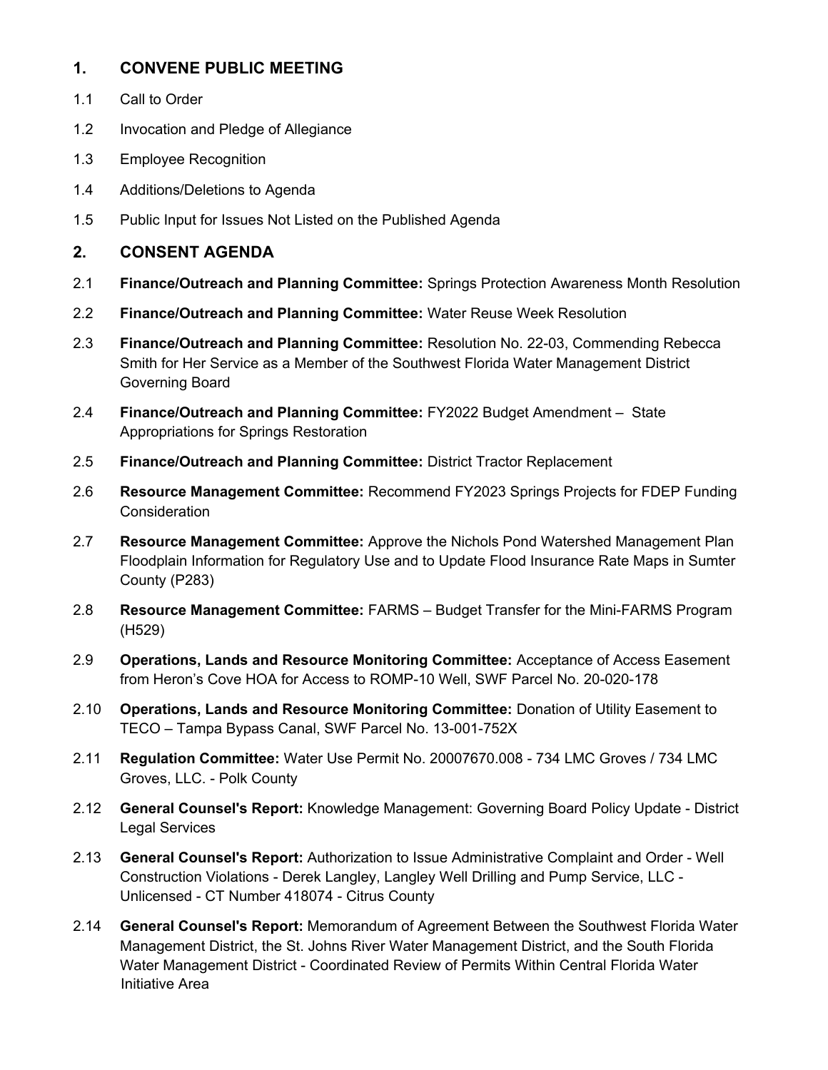## 1. CONVENE PUBLIC MEETING

1.1 Call to Order

1.2 Invocation and Pledge of Allegiance

1.3 Employee Recognition

1.4 Additions/Deletions to Agenda

1.5 Public Input for Issues Not Listed on the Published Agenda

## 2. CONSENT AGENDA

2.1 **Finance/Outreach and Planning Committee:** Springs Protection Awareness Month Resolution

2.2 **Finance/Outreach and Planning Committee:** Water Reuse Week Resolution

2.3 **Finance/Outreach and Planning Committee:** Resolution No. 22-03, Commending Rebecca Smith for Her Service as a Member of the Southwest Florida Water Management District Governing Board

2.4 **Finance/Outreach and Planning Committee:** FY2022 Budget Amendment – State Appropriations for Springs Restoration

2.5 **Finance/Outreach and Planning Committee:** District Tractor Replacement

2.6 **Resource Management Committee:** Recommend FY2023 Springs Projects for FDEP Funding Consideration

2.7 **Resource Management Committee:** Approve the Nichols Pond Watershed Management Plan Floodplain Information for Regulatory Use and to Update Flood Insurance Rate Maps in Sumter County (P283)

2.8 **Resource Management Committee:** FARMS – Budget Transfer for the Mini-FARMS Program (H529)

2.9 **Operations, Lands and Resource Monitoring Committee:** Acceptance of Access Easement from Heron's Cove HOA for Access to ROMP-10 Well, SWF Parcel No. 20-020-178

2.10 **Operations, Lands and Resource Monitoring Committee:** Donation of Utility Easement to TECO – Tampa Bypass Canal, SWF Parcel No. 13-001-752X

2.11 **Regulation Committee:** Water Use Permit No. 20007670.008 - 734 LMC Groves / 734 LMC Groves, LLC. - Polk County

2.12 **General Counsel's Report:** Knowledge Management: Governing Board Policy Update - District Legal Services

2.13 **General Counsel's Report:** Authorization to Issue Administrative Complaint and Order - Well Construction Violations - Derek Langley, Langley Well Drilling and Pump Service, LLC - Unlicensed - CT Number 418074 - Citrus County

2.14 **General Counsel's Report:** Memorandum of Agreement Between the Southwest Florida Water Management District, the St. Johns River Water Management District, and the South Florida Water Management District - Coordinated Review of Permits Within Central Florida Water Initiative Area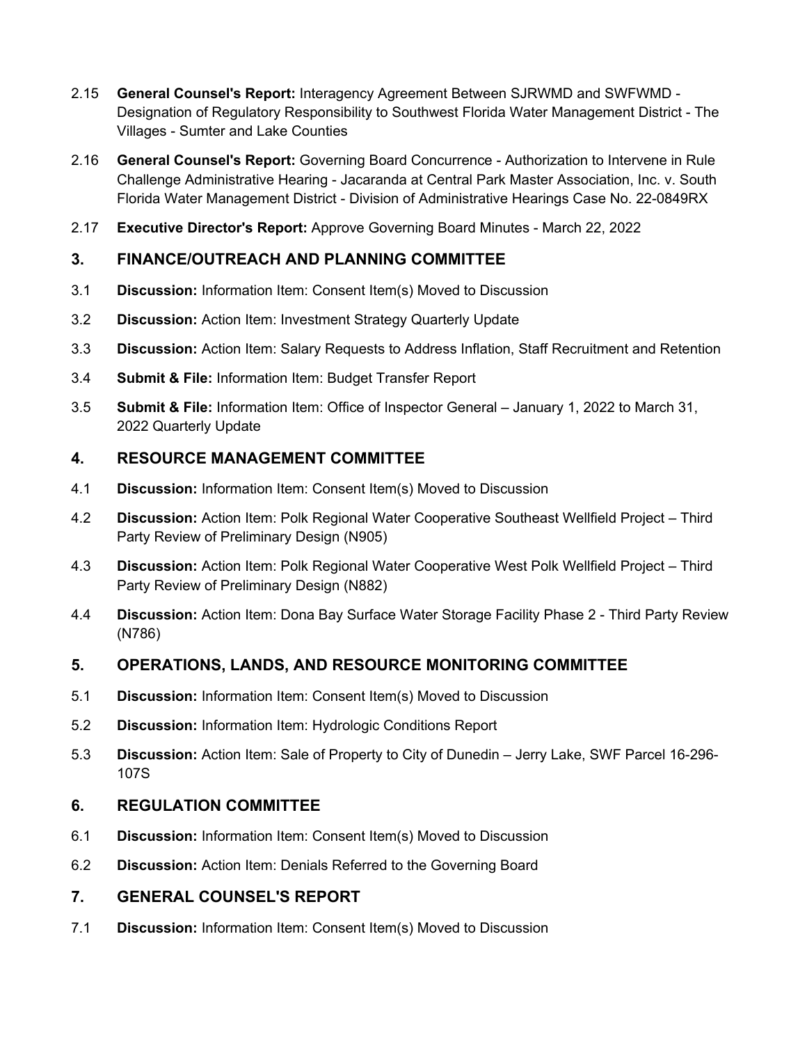2.15 **General Counsel's Report:** Interagency Agreement Between SJRWMD and SWFWMD - Designation of Regulatory Responsibility to Southwest Florida Water Management District - The Villages - Sumter and Lake Counties

2.16 **General Counsel's Report:** Governing Board Concurrence - Authorization to Intervene in Rule Challenge Administrative Hearing - Jacaranda at Central Park Master Association, Inc. v. South Florida Water Management District - Division of Administrative Hearings Case No. 22-0849RX

2.17 **Executive Director's Report:** Approve Governing Board Minutes - March 22, 2022

## 3. FINANCE/OUTREACH AND PLANNING COMMITTEE

3.1 **Discussion:** Information Item: Consent Item(s) Moved to Discussion

3.2 **Discussion:** Action Item: Investment Strategy Quarterly Update

3.3 **Discussion:** Action Item: Salary Requests to Address Inflation, Staff Recruitment and Retention

3.4 **Submit & File:** Information Item: Budget Transfer Report

3.5 **Submit & File:** Information Item: Office of Inspector General – January 1, 2022 to March 31, 2022 Quarterly Update

## 4. RESOURCE MANAGEMENT COMMITTEE

4.1 **Discussion:** Information Item: Consent Item(s) Moved to Discussion

4.2 **Discussion:** Action Item: Polk Regional Water Cooperative Southeast Wellfield Project – Third Party Review of Preliminary Design (N905)

4.3 **Discussion:** Action Item: Polk Regional Water Cooperative West Polk Wellfield Project – Third Party Review of Preliminary Design (N882)

4.4 **Discussion:** Action Item: Dona Bay Surface Water Storage Facility Phase 2 - Third Party Review (N786)

## 5. OPERATIONS, LANDS, AND RESOURCE MONITORING COMMITTEE

5.1 **Discussion:** Information Item: Consent Item(s) Moved to Discussion

5.2 **Discussion:** Information Item: Hydrologic Conditions Report

5.3 **Discussion:** Action Item: Sale of Property to City of Dunedin – Jerry Lake, SWF Parcel 16-296-107S

## 6. REGULATION COMMITTEE

6.1 **Discussion:** Information Item: Consent Item(s) Moved to Discussion

6.2 **Discussion:** Action Item: Denials Referred to the Governing Board

## 7. GENERAL COUNSEL'S REPORT

7.1 **Discussion:** Information Item: Consent Item(s) Moved to Discussion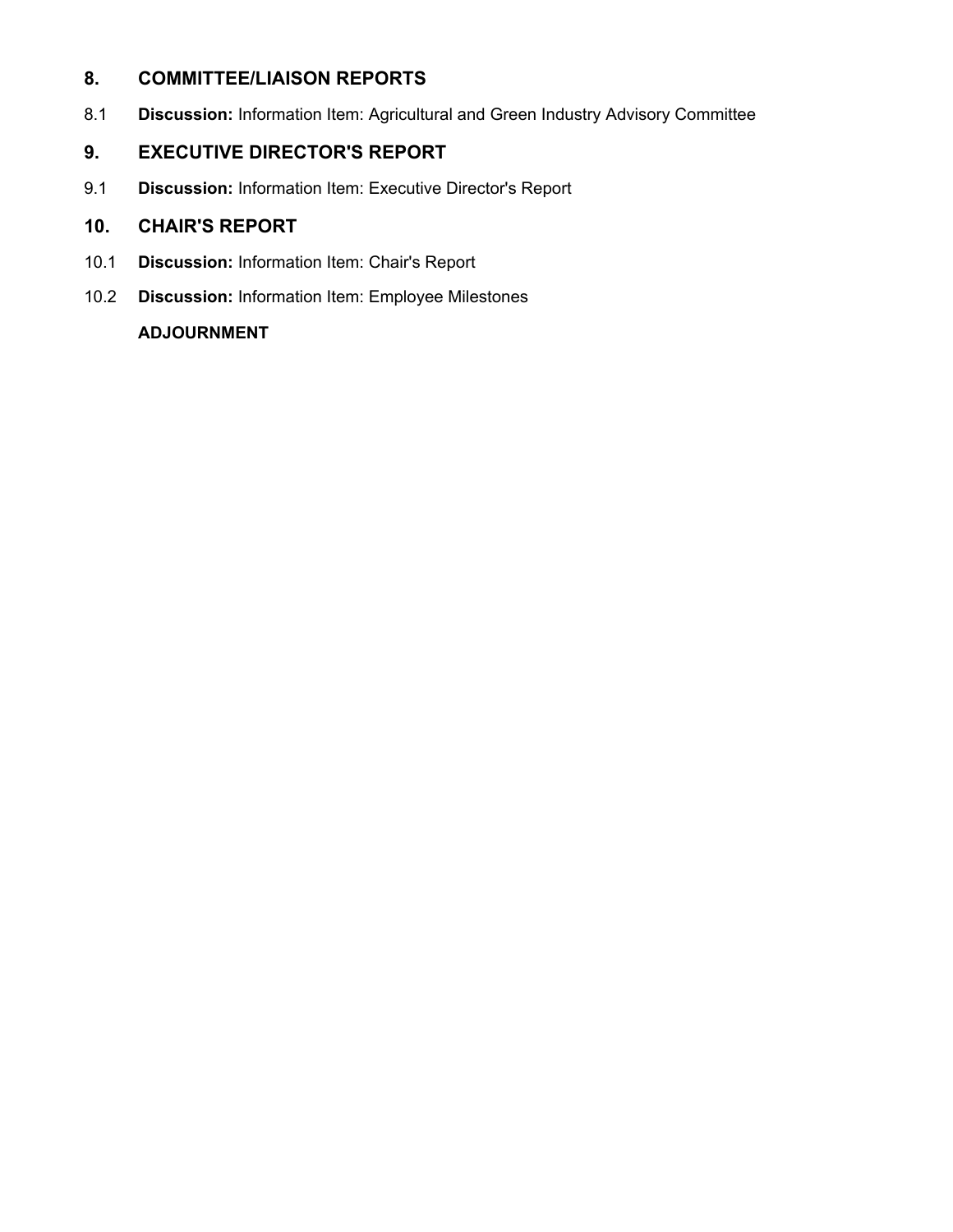## 8. COMMITTEE/LIAISON REPORTS

8.1 **Discussion:** Information Item: Agricultural and Green Industry Advisory Committee

## 9. EXECUTIVE DIRECTOR'S REPORT

9.1 **Discussion:** Information Item: Executive Director's Report

## 10. CHAIR'S REPORT

10.1 **Discussion:** Information Item: Chair's Report

10.2 **Discussion:** Information Item: Employee Milestones

**ADJOURNMENT**